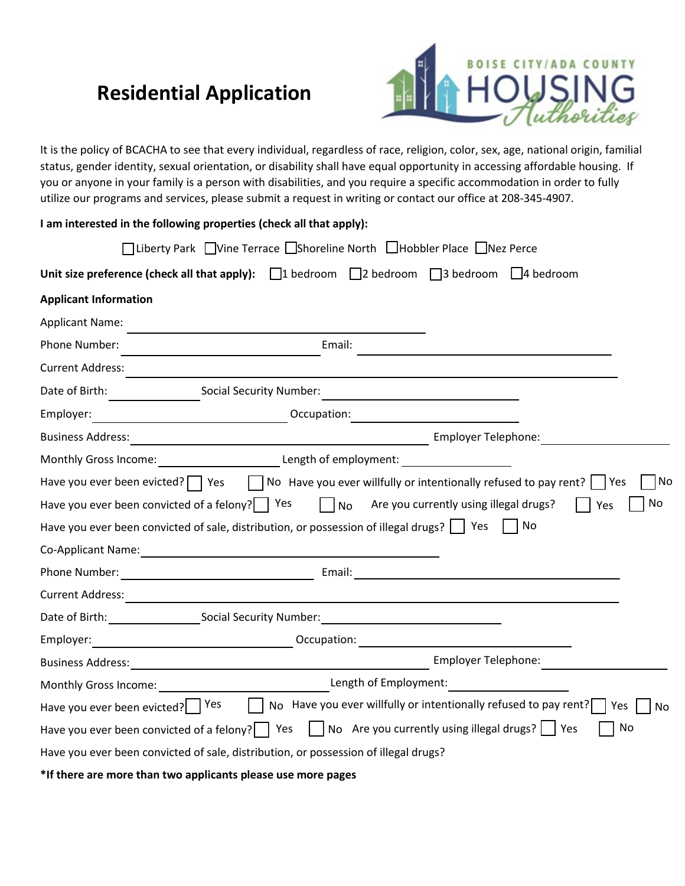# Residential Application

BOISE CITY/ADA COUNTY HOUSING Authorities

It is the policy of BCACHA to see that every individual, regardless of race, religion, color, sex, age, national origin, familial status, gender identity, sexual orientation, or disability shall have equal opportunity in accessing affordable housing. If you or anyone in your family is a person with disabilities, and you require a specific accommodation in order to fully utilize our programs and services, please submit a request in writing or contact our office at 208-345-4907.

**I am interested in the following properties (check all that apply):**

☐ Liberty Park ☐ Vine Terrace ☐ Shoreline North ☐ Hobbler Place ☐ Nez Perce

**Unit size preference (check all that apply):** ☐ 1 bedroom ☐ 2 bedroom ☐ 3 bedroom ☐ 4 bedroom

**Applicant Information**

Applicant Name: ______________________________

Phone Number: ____________________ Email: ____________________

Current Address: ______________________________

Date of Birth: __________ Social Security Number: ____________________

Employer: ____________________ Occupation: ____________________

Business Address: ____________________ Employer Telephone: ____________________

Monthly Gross Income: ____________________ Length of employment: ____________________

Have you ever been evicted? ☐ Yes ☐ No Have you ever willfully or intentionally refused to pay rent? ☐ Yes ☐ No

Have you ever been convicted of a felony? ☐ Yes ☐ No Are you currently using illegal drugs? ☐ Yes ☐ No

Have you ever been convicted of sale, distribution, or possession of illegal drugs? ☐ Yes ☐ No

Co-Applicant Name: ______________________________

Phone Number: ____________________ Email: ____________________

Current Address: ______________________________

Date of Birth: __________ Social Security Number: ____________________

Employer: ____________________ Occupation: ____________________

Business Address: ____________________ Employer Telephone: ____________________

Monthly Gross Income: ____________________ Length of Employment: ____________________

Have you ever been evicted? ☐ Yes ☐ No Have you ever willfully or intentionally refused to pay rent? ☐ Yes ☐ No

Have you ever been convicted of a felony? ☐ Yes ☐ No Are you currently using illegal drugs? ☐ Yes ☐ No

Have you ever been convicted of sale, distribution, or possession of illegal drugs?

**\*If there are more than two applicants please use more pages**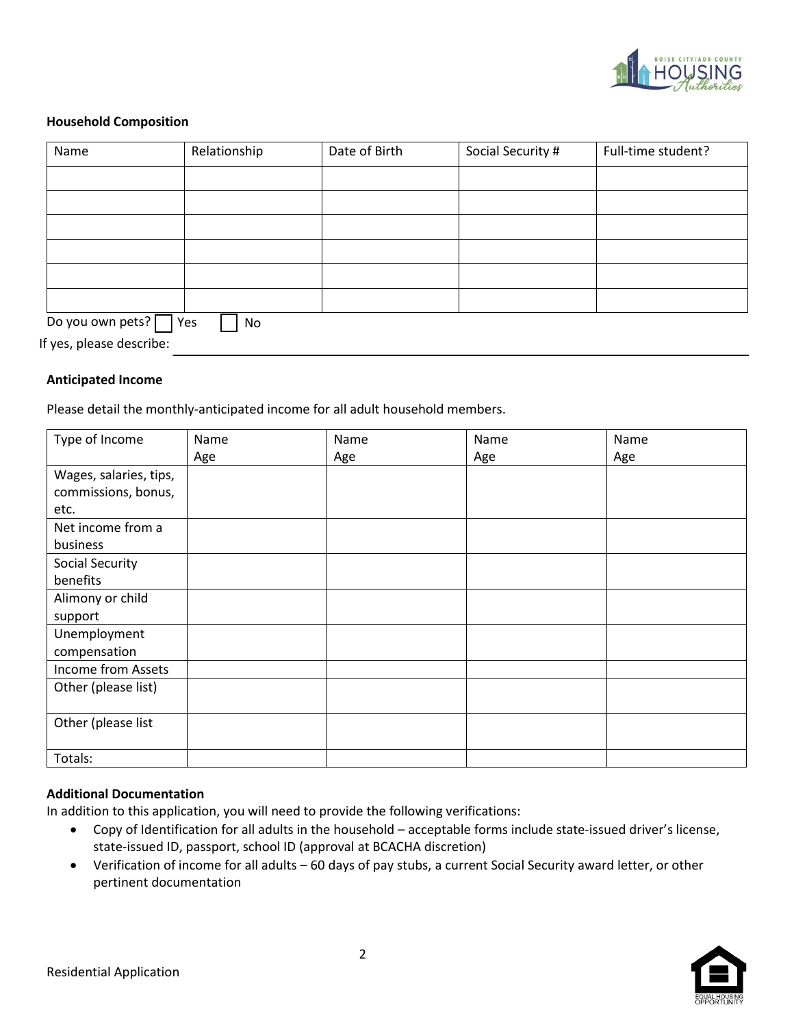**Household Composition**

| Name | Relationship | Date of Birth | Social Security # | Full-time student? |
|---|---|---|---|---|
| | | | | |
| | | | | |
| | | | | |
| | | | | |
| | | | | |
| | | | | |

Do you own pets? ☐ Yes ☐ No

If yes, please describe: ______________________________

**Anticipated Income**

Please detail the monthly-anticipated income for all adult household members.

| Type of Income | Name<br>Age | Name<br>Age | Name<br>Age | Name<br>Age |
|---|---|---|---|---|
| Wages, salaries, tips, commissions, bonus, etc. | | | | |
| Net income from a business | | | | |
| Social Security benefits | | | | |
| Alimony or child support | | | | |
| Unemployment compensation | | | | |
| Income from Assets | | | | |
| Other (please list) | | | | |
| Other (please list | | | | |
| Totals: | | | | |

**Additional Documentation**

In addition to this application, you will need to provide the following verifications:

- Copy of Identification for all adults in the household – acceptable forms include state-issued driver's license, state-issued ID, passport, school ID (approval at BCACHA discretion)
- Verification of income for all adults – 60 days of pay stubs, a current Social Security award letter, or other pertinent documentation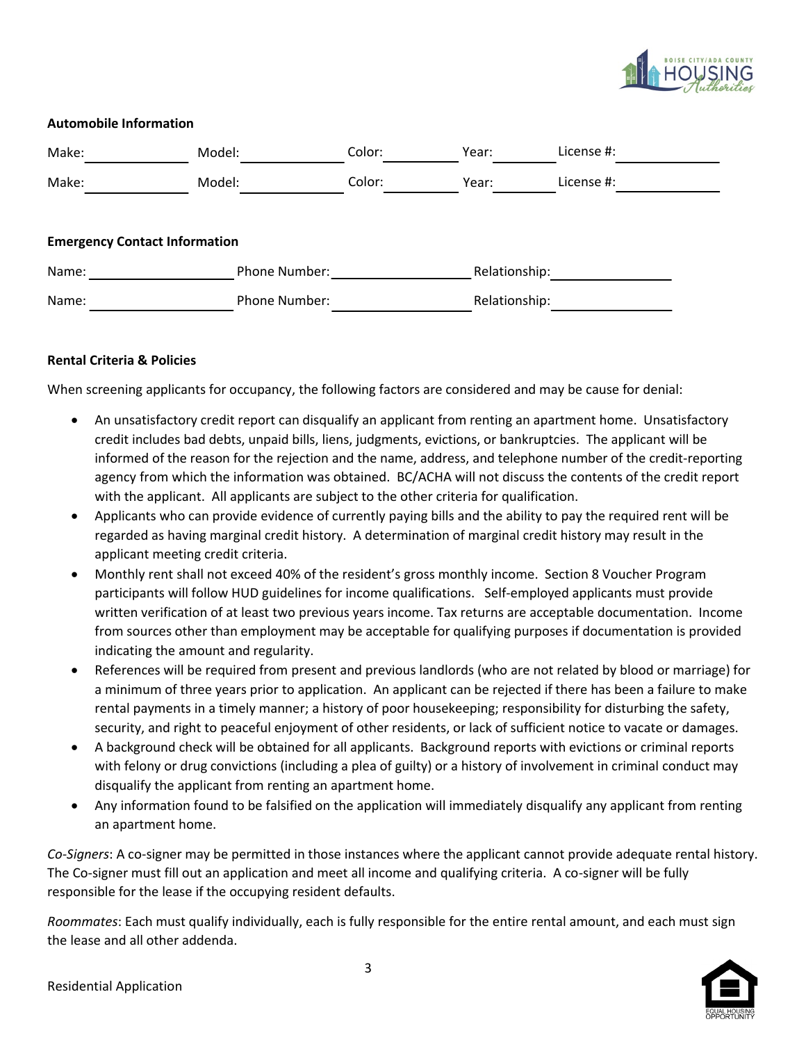**Automobile Information**

Make: \_\_\_\_\_\_\_\_\_\_\_\_ Model: \_\_\_\_\_\_\_\_\_\_\_\_ Color: \_\_\_\_\_\_\_\_\_\_ Year: \_\_\_\_\_\_\_\_ License #: \_\_\_\_\_\_\_\_\_\_\_\_

Make: \_\_\_\_\_\_\_\_\_\_\_\_ Model: \_\_\_\_\_\_\_\_\_\_\_\_ Color: \_\_\_\_\_\_\_\_\_\_ Year: \_\_\_\_\_\_\_\_ License #: \_\_\_\_\_\_\_\_\_\_\_\_

**Emergency Contact Information**

Name: \_\_\_\_\_\_\_\_\_\_\_\_\_\_\_\_ Phone Number: \_\_\_\_\_\_\_\_\_\_\_\_\_\_\_\_ Relationship: \_\_\_\_\_\_\_\_\_\_\_\_\_\_

Name: \_\_\_\_\_\_\_\_\_\_\_\_\_\_\_\_ Phone Number: \_\_\_\_\_\_\_\_\_\_\_\_\_\_\_\_ Relationship: \_\_\_\_\_\_\_\_\_\_\_\_\_\_

**Rental Criteria & Policies**

When screening applicants for occupancy, the following factors are considered and may be cause for denial:

- An unsatisfactory credit report can disqualify an applicant from renting an apartment home. Unsatisfactory credit includes bad debts, unpaid bills, liens, judgments, evictions, or bankruptcies. The applicant will be informed of the reason for the rejection and the name, address, and telephone number of the credit-reporting agency from which the information was obtained. BC/ACHA will not discuss the contents of the credit report with the applicant. All applicants are subject to the other criteria for qualification.
- Applicants who can provide evidence of currently paying bills and the ability to pay the required rent will be regarded as having marginal credit history. A determination of marginal credit history may result in the applicant meeting credit criteria.
- Monthly rent shall not exceed 40% of the resident's gross monthly income. Section 8 Voucher Program participants will follow HUD guidelines for income qualifications. Self-employed applicants must provide written verification of at least two previous years income. Tax returns are acceptable documentation. Income from sources other than employment may be acceptable for qualifying purposes if documentation is provided indicating the amount and regularity.
- References will be required from present and previous landlords (who are not related by blood or marriage) for a minimum of three years prior to application. An applicant can be rejected if there has been a failure to make rental payments in a timely manner; a history of poor housekeeping; responsibility for disturbing the safety, security, and right to peaceful enjoyment of other residents, or lack of sufficient notice to vacate or damages.
- A background check will be obtained for all applicants. Background reports with evictions or criminal reports with felony or drug convictions (including a plea of guilty) or a history of involvement in criminal conduct may disqualify the applicant from renting an apartment home.
- Any information found to be falsified on the application will immediately disqualify any applicant from renting an apartment home.

*Co-Signers*: A co-signer may be permitted in those instances where the applicant cannot provide adequate rental history. The Co-signer must fill out an application and meet all income and qualifying criteria. A co-signer will be fully responsible for the lease if the occupying resident defaults.

*Roommates*: Each must qualify individually, each is fully responsible for the entire rental amount, and each must sign the lease and all other addenda.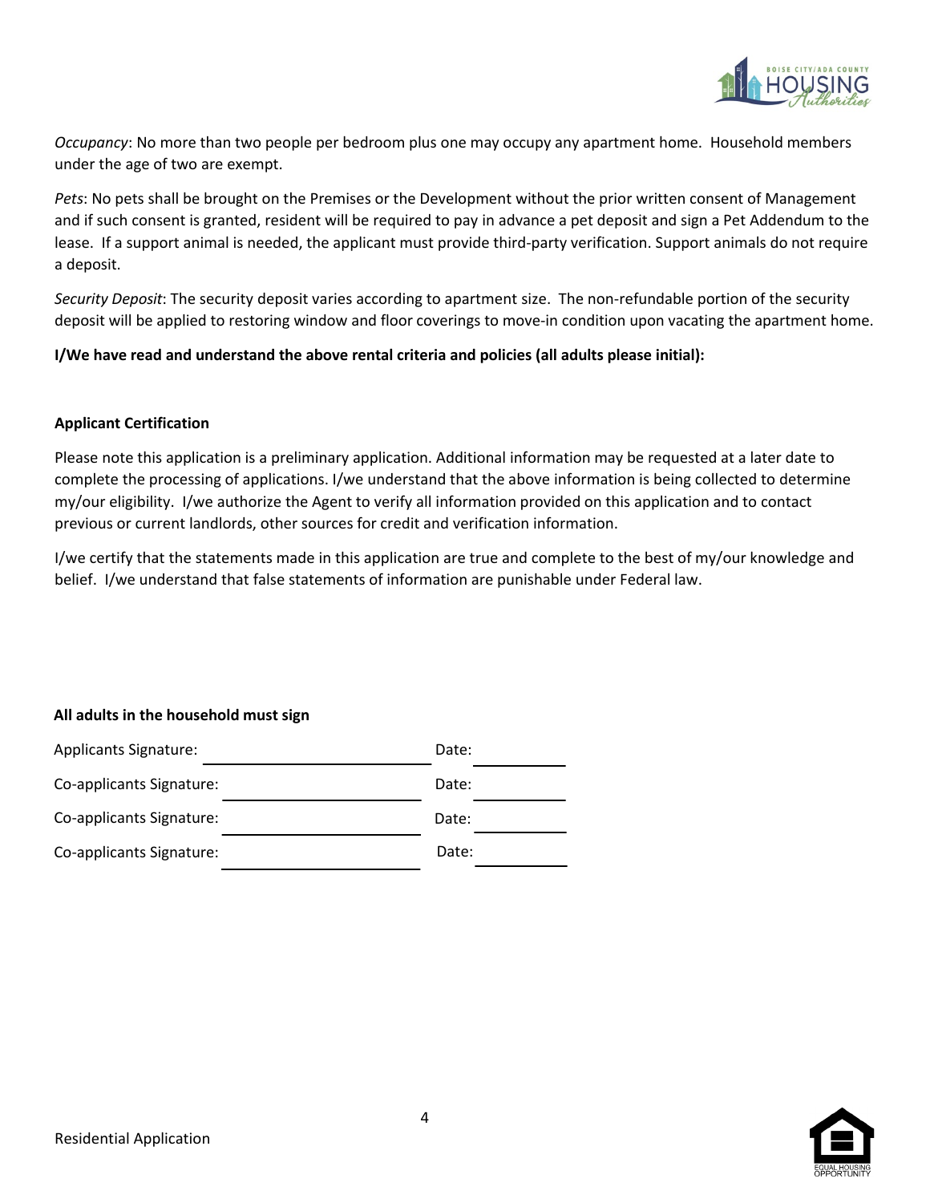*Occupancy*: No more than two people per bedroom plus one may occupy any apartment home. Household members under the age of two are exempt.

*Pets*: No pets shall be brought on the Premises or the Development without the prior written consent of Management and if such consent is granted, resident will be required to pay in advance a pet deposit and sign a Pet Addendum to the lease. If a support animal is needed, the applicant must provide third-party verification. Support animals do not require a deposit.

*Security Deposit*: The security deposit varies according to apartment size. The non-refundable portion of the security deposit will be applied to restoring window and floor coverings to move-in condition upon vacating the apartment home.

**I/We have read and understand the above rental criteria and policies (all adults please initial):**

**Applicant Certification**

Please note this application is a preliminary application. Additional information may be requested at a later date to complete the processing of applications. I/we understand that the above information is being collected to determine my/our eligibility. I/we authorize the Agent to verify all information provided on this application and to contact previous or current landlords, other sources for credit and verification information.

I/we certify that the statements made in this application are true and complete to the best of my/our knowledge and belief. I/we understand that false statements of information are punishable under Federal law.

**All adults in the household must sign**

Applicants Signature: ______________________ Date: __________

Co-applicants Signature: ______________________ Date: __________

Co-applicants Signature: ______________________ Date: __________

Co-applicants Signature: ______________________ Date: __________

Residential Application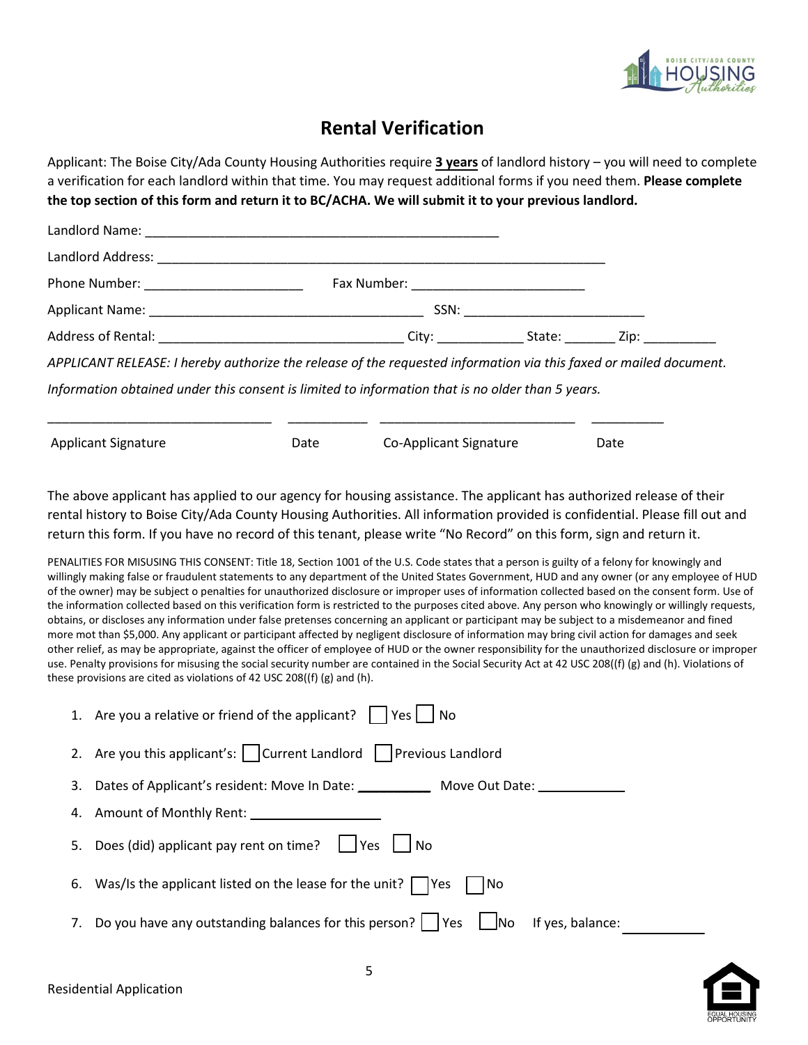# Rental Verification

Applicant: The Boise City/Ada County Housing Authorities require **3 years** of landlord history – you will need to complete a verification for each landlord within that time. You may request additional forms if you need them. **Please complete the top section of this form and return it to BC/ACHA. We will submit it to your previous landlord.**

Landlord Name: _______________________________________________

Landlord Address: ____________________________________________________________

Phone Number: _____________________ Fax Number: _______________________

Applicant Name: ___________________________________ SSN: ________________________

Address of Rental: ________________________________ City: ___________ State: _______ Zip: __________

*APPLICANT RELEASE: I hereby authorize the release of the requested information via this faxed or mailed document.*

*Information obtained under this consent is limited to information that is no older than 5 years.*

______________________________ __________ __________________________ __________

Applicant Signature Date Co-Applicant Signature Date

The above applicant has applied to our agency for housing assistance. The applicant has authorized release of their rental history to Boise City/Ada County Housing Authorities. All information provided is confidential. Please fill out and return this form. If you have no record of this tenant, please write "No Record" on this form, sign and return it.

PENALITIES FOR MISUSING THIS CONSENT: Title 18, Section 1001 of the U.S. Code states that a person is guilty of a felony for knowingly and willingly making false or fraudulent statements to any department of the United States Government, HUD and any owner (or any employee of HUD of the owner) may be subject o penalties for unauthorized disclosure or improper uses of information collected based on the consent form. Use of the information collected based on this verification form is restricted to the purposes cited above. Any person who knowingly or willingly requests, obtains, or discloses any information under false pretenses concerning an applicant or participant may be subject to a misdemeanor and fined more mot than $5,000. Any applicant or participant affected by negligent disclosure of information may bring civil action for damages and seek other relief, as may be appropriate, against the officer of employee of HUD or the owner responsibility for the unauthorized disclosure or improper use. Penalty provisions for misusing the social security number are contained in the Social Security Act at 42 USC 208((f) (g) and (h). Violations of these provisions are cited as violations of 42 USC 208((f) (g) and (h).

1. Are you a relative or friend of the applicant? ☐ Yes ☐ No
2. Are you this applicant's: ☐ Current Landlord ☐ Previous Landlord
3. Dates of Applicant's resident: Move In Date: __________ Move Out Date: ____________
4. Amount of Monthly Rent: _________________
5. Does (did) applicant pay rent on time? ☐ Yes ☐ No
6. Was/Is the applicant listed on the lease for the unit? ☐ Yes ☐ No
7. Do you have any outstanding balances for this person? ☐ Yes ☐ No If yes, balance: __________

Residential Application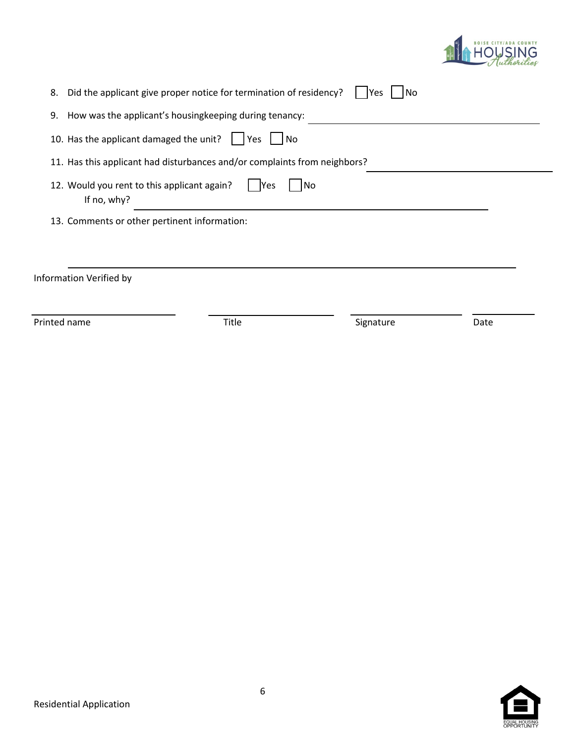8. Did the applicant give proper notice for termination of residency? ☐ Yes ☐ No
9. How was the applicant's housingkeeping during tenancy: ______________________________
10. Has the applicant damaged the unit? ☐ Yes ☐ No
11. Has this applicant had disturbances and/or complaints from neighbors? ______________________________
12. Would you rent to this applicant again? ☐ Yes ☐ No
    If no, why? ______________________________
13. Comments or other pertinent information:

______________________________________________________________

Information Verified by

| ______________________ | ______________________ | ______________________ | ____________ |
|---|---|---|---|
| Printed name | Title | Signature | Date |

Residential Application